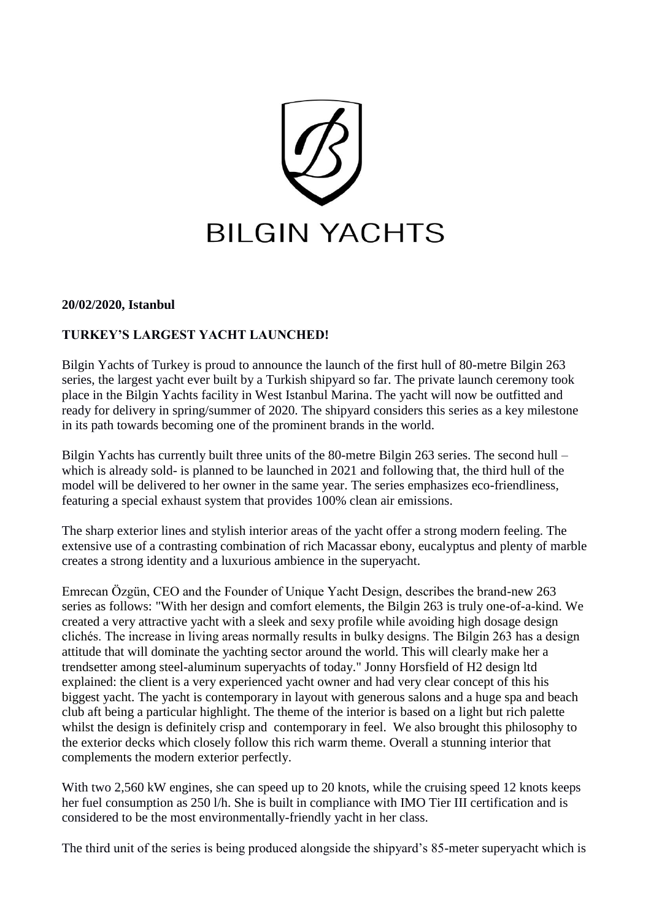BILGIN YACHTS

**20/02/2020, Istanbul**

**TURKEY'S LARGEST YACHT LAUNCHED!**

Bilgin Yachts of Turkey is proud to announce the launch of the first hull of 80-metre Bilgin 263 series, the largest yacht ever built by a Turkish shipyard so far. The private launch ceremony took place in the Bilgin Yachts facility in West Istanbul Marina. The yacht will now be outfitted and ready for delivery in spring/summer of 2020. The shipyard considers this series as a key milestone in its path towards becoming one of the prominent brands in the world.

Bilgin Yachts has currently built three units of the 80-metre Bilgin 263 series. The second hull – which is already sold- is planned to be launched in 2021 and following that, the third hull of the model will be delivered to her owner in the same year. The series emphasizes eco-friendliness, featuring a special exhaust system that provides 100% clean air emissions.

The sharp exterior lines and stylish interior areas of the yacht offer a strong modern feeling. The extensive use of a contrasting combination of rich Macassar ebony, eucalyptus and plenty of marble creates a strong identity and a luxurious ambience in the superyacht.

Emrecan Özgün, CEO and the Founder of Unique Yacht Design, describes the brand-new 263 series as follows: "With her design and comfort elements, the Bilgin 263 is truly one-of-a-kind. We created a very attractive yacht with a sleek and sexy profile while avoiding high dosage design clichés. The increase in living areas normally results in bulky designs. The Bilgin 263 has a design attitude that will dominate the yachting sector around the world. This will clearly make her a trendsetter among steel-aluminum superyachts of today." Jonny Horsfield of H2 design ltd explained: the client is a very experienced yacht owner and had very clear concept of this his biggest yacht. The yacht is contemporary in layout with generous salons and a huge spa and beach club aft being a particular highlight. The theme of the interior is based on a light but rich palette whilst the design is definitely crisp and contemporary in feel. We also brought this philosophy to the exterior decks which closely follow this rich warm theme. Overall a stunning interior that complements the modern exterior perfectly.

With two 2,560 kW engines, she can speed up to 20 knots, while the cruising speed 12 knots keeps her fuel consumption as 250 l/h. She is built in compliance with IMO Tier III certification and is considered to be the most environmentally-friendly yacht in her class.

The third unit of the series is being produced alongside the shipyard's 85-meter superyacht which is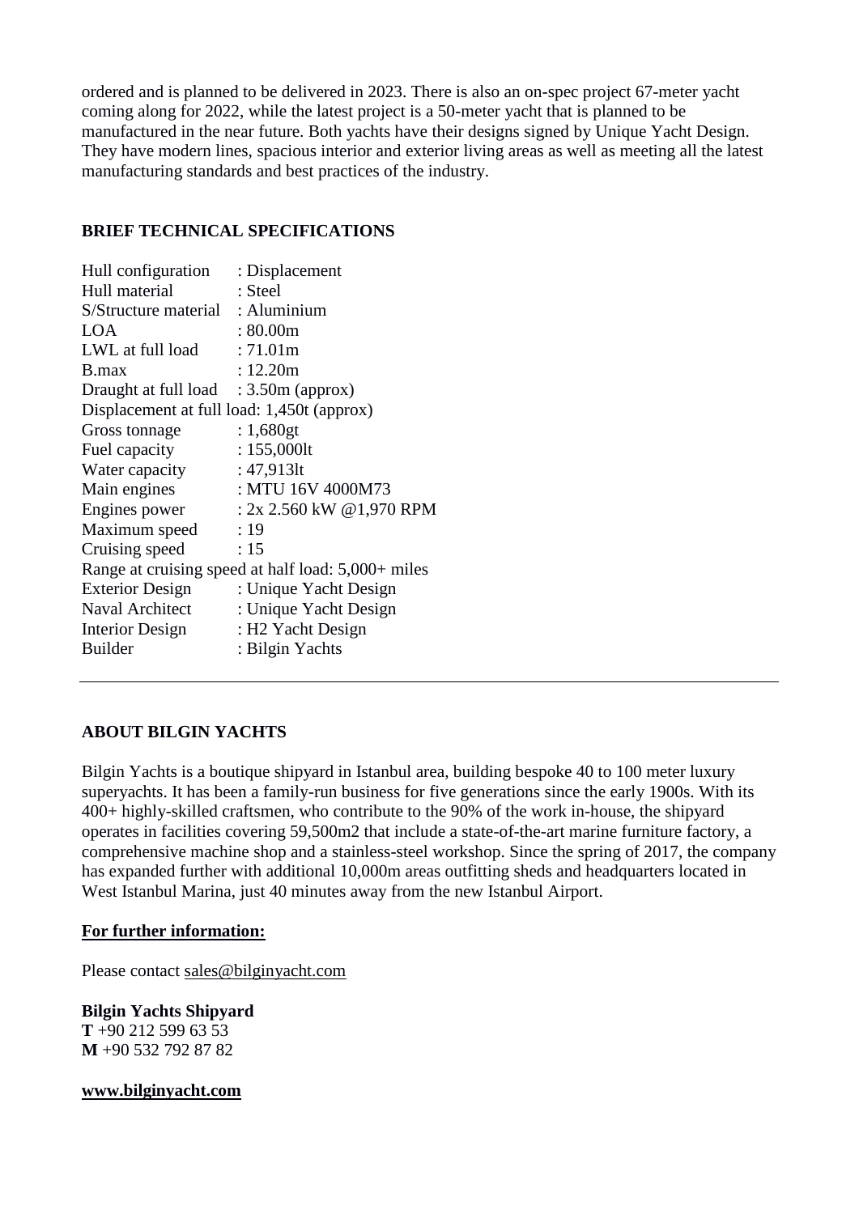ordered and is planned to be delivered in 2023. There is also an on-spec project 67-meter yacht coming along for 2022, while the latest project is a 50-meter yacht that is planned to be manufactured in the near future. Both yachts have their designs signed by Unique Yacht Design. They have modern lines, spacious interior and exterior living areas as well as meeting all the latest manufacturing standards and best practices of the industry.

**BRIEF TECHNICAL SPECIFICATIONS**

Hull configuration : Displacement
Hull material : Steel
S/Structure material : Aluminium
LOA : 80.00m
LWL at full load : 71.01m
B.max : 12.20m
Draught at full load : 3.50m (approx)
Displacement at full load: 1,450t (approx)
Gross tonnage : 1,680gt
Fuel capacity : 155,000lt
Water capacity : 47,913lt
Main engines : MTU 16V 4000M73
Engines power : 2x 2.560 kW @1,970 RPM
Maximum speed : 19
Cruising speed : 15
Range at cruising speed at half load: 5,000+ miles
Exterior Design : Unique Yacht Design
Naval Architect : Unique Yacht Design
Interior Design : H2 Yacht Design
Builder : Bilgin Yachts

---

**ABOUT BILGIN YACHTS**

Bilgin Yachts is a boutique shipyard in Istanbul area, building bespoke 40 to 100 meter luxury superyachts. It has been a family-run business for five generations since the early 1900s. With its 400+ highly-skilled craftsmen, who contribute to the 90% of the work in-house, the shipyard operates in facilities covering 59,500m2 that include a state-of-the-art marine furniture factory, a comprehensive machine shop and a stainless-steel workshop. Since the spring of 2017, the company has expanded further with additional 10,000m areas outfitting sheds and headquarters located in West Istanbul Marina, just 40 minutes away from the new Istanbul Airport.

**For further information:**

Please contact sales@bilginyacht.com

**Bilgin Yachts Shipyard**
**T** +90 212 599 63 53
**M** +90 532 792 87 82

**www.bilginyacht.com**